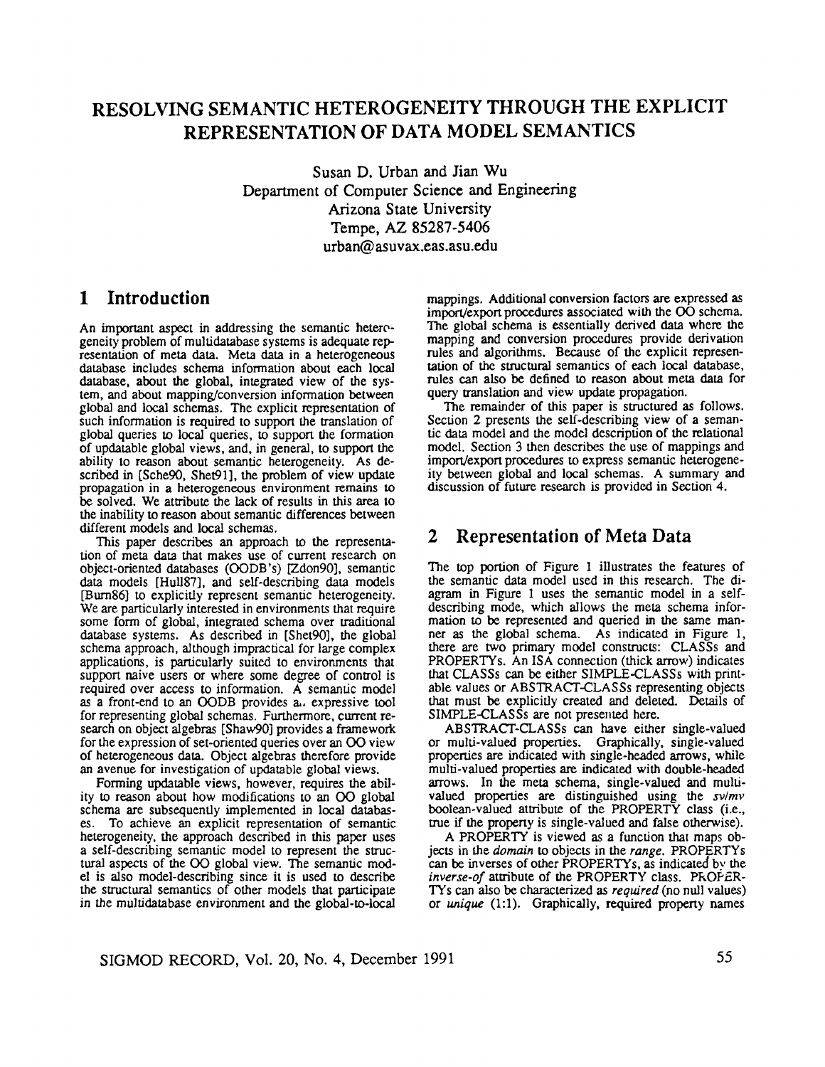# RESOLVING SEMANTIC HETEROGENEITY THROUGH THE EXPLICIT REPRESENTATION OF DATA MODEL SEMANTICS

Susan D. Urban and Jian Wu
Department of Computer Science and Engineering
Arizona State University
Tempe, AZ 85287-5406
urban@asuvax.eas.asu.edu

## 1 Introduction

An important aspect in addressing the semantic heterogeneity problem of multidatabase systems is adequate representation of meta data. Meta data in a heterogeneous database includes schema information about each local database, about the global, integrated view of the system, and about mapping/conversion information between global and local schemas. The explicit representation of such information is required to support the translation of global queries to local queries, to support the formation of updatable global views, and, in general, to support the ability to reason about semantic heterogeneity. As described in [Sche90, Shet91], the problem of view update propagation in a heterogeneous environment remains to be solved. We attribute the lack of results in this area to the inability to reason about semantic differences between different models and local schemas.

This paper describes an approach to the representation of meta data that makes use of current research on object-oriented databases (OODB's) [Zdon90], semantic data models [Hull87], and self-describing data models [Burn86] to explicitly represent semantic heterogeneity. We are particularly interested in environments that require some form of global, integrated schema over traditional database systems. As described in [Shet90], the global schema approach, although impractical for large complex applications, is particularly suited to environments that support naive users or where some degree of control is required over access to information. A semantic model as a front-end to an OODB provides a. expressive tool for representing global schemas. Furthermore, current research on object algebras [Shaw90] provides a framework for the expression of set-oriented queries over an OO view of heterogeneous data. Object algebras therefore provide an avenue for investigation of updatable global views.

Forming updatable views, however, requires the ability to reason about how modifications to an OO global schema are subsequently implemented in local databases. To achieve an explicit representation of semantic heterogeneity, the approach described in this paper uses a self-describing semantic model to represent the structural aspects of the OO global view. The semantic model is also model-describing since it is used to describe the structural semantics of other models that participate in the multidatabase environment and the global-to-local mappings. Additional conversion factors are expressed as import/export procedures associated with the OO schema. The global schema is essentially derived data where the mapping and conversion procedures provide derivation rules and algorithms. Because of the explicit representation of the structural semantics of each local database, rules can also be defined to reason about meta data for query translation and view update propagation.

The remainder of this paper is structured as follows. Section 2 presents the self-describing view of a semantic data model and the model description of the relational model. Section 3 then describes the use of mappings and import/export procedures to express semantic heterogeneity between global and local schemas. A summary and discussion of future research is provided in Section 4.

## 2 Representation of Meta Data

The top portion of Figure 1 illustrates the features of the semantic data model used in this research. The diagram in Figure 1 uses the semantic model in a self-describing mode, which allows the meta schema information to be represented and queried in the same manner as the global schema. As indicated in Figure 1, there are two primary model constructs: CLASSs and PROPERTYs. An ISA connection (thick arrow) indicates that CLASSs can be either SIMPLE-CLASSs with printable values or ABSTRACT-CLASSs representing objects that must be explicitly created and deleted. Details of SIMPLE-CLASSs are not presented here.

ABSTRACT-CLASSs can have either single-valued or multi-valued properties. Graphically, single-valued properties are indicated with single-headed arrows, while multi-valued properties are indicated with double-headed arrows. In the meta schema, single-valued and multi-valued properties are distinguished using the *sv/mv* boolean-valued attribute of the PROPERTY class (i.e., true if the property is single-valued and false otherwise).

A PROPERTY is viewed as a function that maps objects in the *domain* to objects in the *range*. PROPERTYs can be inverses of other PROPERTYs, as indicated by the *inverse-of* attribute of the PROPERTY class. PROPERTYs can also be characterized as *required* (no null values) or *unique* (1:1). Graphically, required property names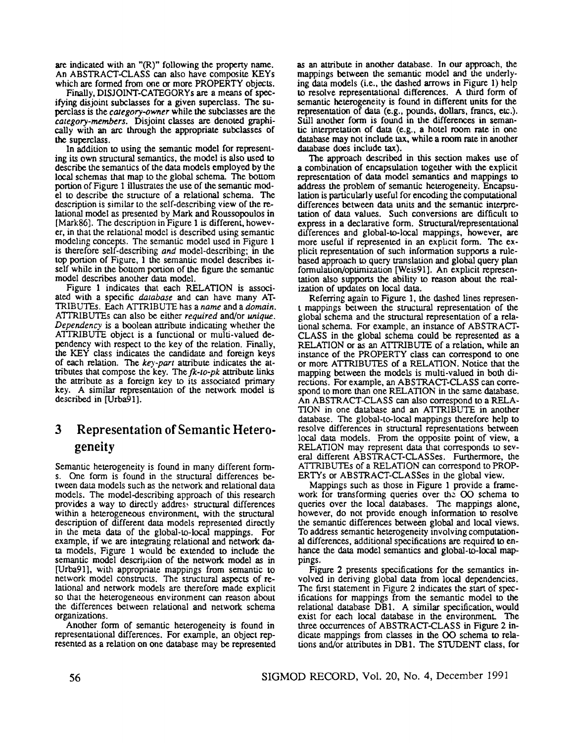are indicated with an "(R)" following the property name. An ABSTRACT-CLASS can also have composite KEYs which are formed from one or more PROPERTY objects.

Finally, DISJOINT-CATEGORYs are a means of specifying disjoint subclasses for a given superclass. The superclass is the *category-owner* while the subclasses are the *category-members*. Disjoint classes are denoted graphically with an arc through the appropriate subclasses of the superclass.

In addition to using the semantic model for representing its own structural semantics, the model is also used to describe the semantics of the data models employed by the local schemas that map to the global schema. The bottom portion of Figure 1 illustrates the use of the semantic model to describe the structure of a relational schema. The description is similar to the self-describing view of the relational model as presented by Mark and Roussopoulos in [Mark86]. The description in Figure 1 is different, however, in that the relational model is described using semantic modeling concepts. The semantic model used in Figure 1 is therefore self-describing *and* model-describing; in the top portion of Figure, 1 the semantic model describes itself while in the bottom portion of the figure the semantic model describes another data model.

Figure 1 indicates that each RELATION is associated with a specific *database* and can have many ATTRIBUTEs. Each ATTRIBUTE has a *name* and a *domain*. ATTRIBUTEs can also be either *required* and/or *unique*. *Dependency* is a boolean attribute indicating whether the ATTRIBUTE object is a functional or multi-valued dependency with respect to the key of the relation. Finally, the KEY class indicates the candidate and foreign keys of each relation. The *key-part* attribute indicates the attributes that compose the key. The *fk-to-pk* attribute links the attribute as a foreign key to its associated primary key. A similar representation of the network model is described in [Urba91].

## 3 Representation of Semantic Heterogeneity

Semantic heterogeneity is found in many different forms. One form is found in the structural differences between data models such as the network and relational data models. The model-describing approach of this research provides a way to directly address structural differences within a heterogeneous environment, with the structural description of different data models represented directly in the meta data of the global-to-local mappings. For example, if we are integrating relational and network data models, Figure 1 would be extended to include the semantic model description of the network model as in [Urba91], with appropriate mappings from semantic to network model constructs. The structural aspects of relational and network models are therefore made explicit so that the heterogeneous environment can reason about the differences between relational and network schema organizations.

Another form of semantic heterogeneity is found in representational differences. For example, an object represented as a relation on one database may be represented as an attribute in another database. In our approach, the mappings between the semantic model and the underlying data models (i.e., the dashed arrows in Figure 1) help to resolve representational differences. A third form of semantic heterogeneity is found in different units for the representation of data (e.g., pounds, dollars, francs, etc.). Still another form is found in the differences in semantic interpretation of data (e.g., a hotel room rate in one database may not include tax, while a room rate in another database does include tax).

The approach described in this section makes use of a combination of encapsulation together with the explicit representation of data model semantics and mappings to address the problem of semantic heterogeneity. Encapsulation is particularly useful for encoding the computational differences between data units and the semantic interpretation of data values. Such conversions are difficult to express in a declarative form. Structural/representational differences and global-to-local mappings, however, are more useful if represented in an explicit form. The explicit representation of such information supports a rule-based approach to query translation and global query plan formulation/optimization [Weis91]. An explicit representation also supports the ability to reason about the realization of updates on local data.

Referring again to Figure 1, the dashed lines represent mappings between the structural representation of the global schema and the structural representation of a relational schema. For example, an instance of ABSTRACT-CLASS in the global schema could be represented as a RELATION or as an ATTRIBUTE of a relation, while an instance of the PROPERTY class can correspond to one or more ATTRIBUTES of a RELATION. Notice that the mapping between the models is multi-valued in both directions. For example, an ABSTRACT-CLASS can correspond to more than one RELATION in the same database. An ABSTRACT-CLASS can also correspond to a RELATION in one database and an ATTRIBUTE in another database. The global-to-local mappings therefore help to resolve differences in structural representations between local data models. From the opposite point of view, a RELATION may represent data that corresponds to several different ABSTRACT-CLASSes. Furthermore, the ATTRIBUTEs of a RELATION can correspond to PROPERTYs or ABSTRACT-CLASSes in the global view.

Mappings such as those in Figure 1 provide a framework for transforming queries over the OO schema to queries over the local databases. The mappings alone, however, do not provide enough information to resolve the semantic differences between global and local views. To address semantic heterogeneity involving computational differences, additional specifications are required to enhance the data model semantics and global-to-local mappings.

Figure 2 presents specifications for the semantics involved in deriving global data from local dependencies. The first statement in Figure 2 indicates the start of specifications for mappings from the semantic model to the relational database DB1. A similar specification would exist for each local database in the environment. The three occurrences of ABSTRACT-CLASS in Figure 2 indicate mappings from classes in the OO schema to relations and/or attributes in DB1. The STUDENT class, for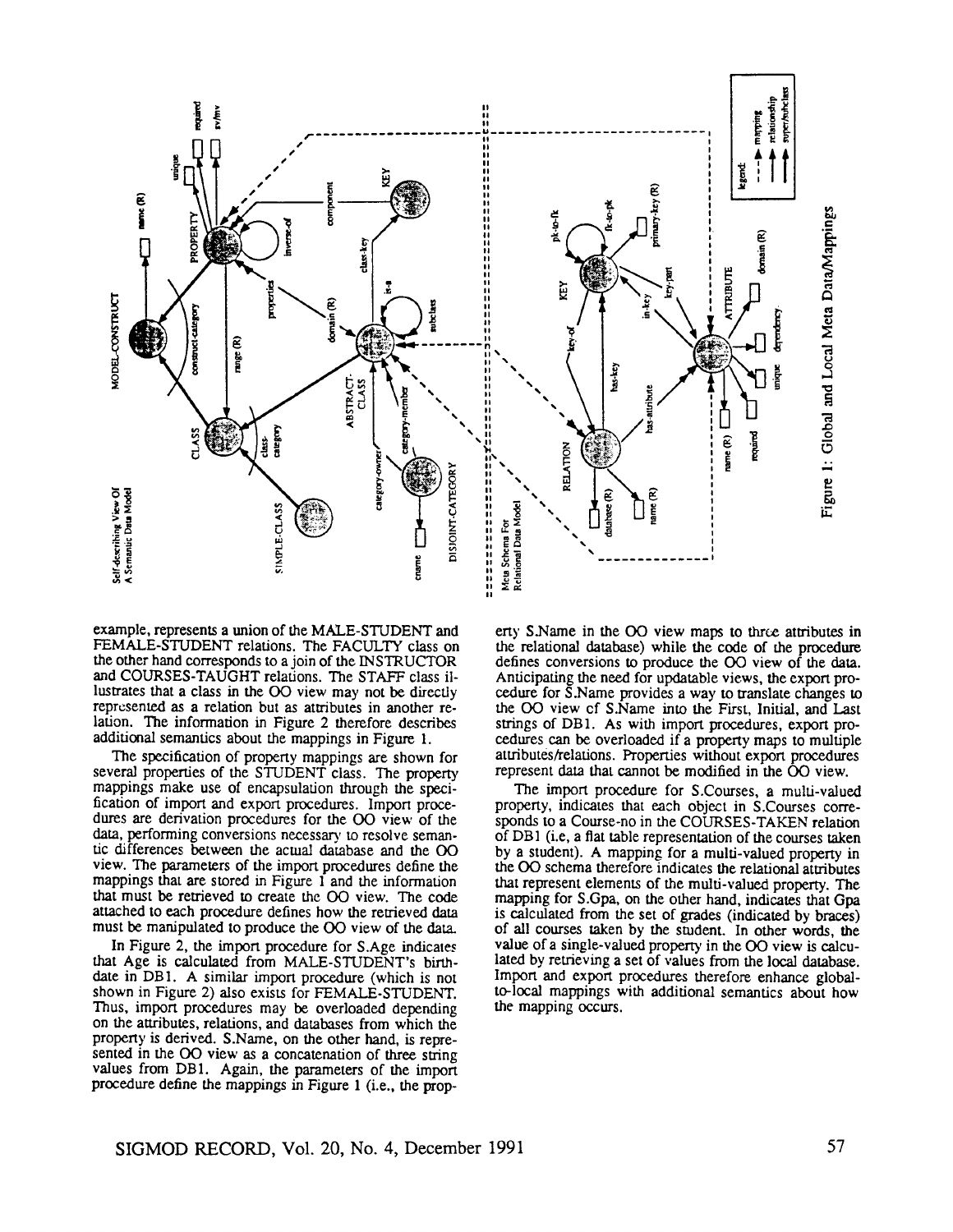Figure 1: Global and Local Meta Data/Mappings

example, represents a union of the MALE-STUDENT and FEMALE-STUDENT relations. The FACULTY class on the other hand corresponds to a join of the INSTRUCTOR and COURSES-TAUGHT relations. The STAFF class illustrates that a class in the OO view may not be directly represented as a relation but as attributes in another relation. The information in Figure 2 therefore describes additional semantics about the mappings in Figure 1.

The specification of property mappings are shown for several properties of the STUDENT class. The property mappings make use of encapsulation through the specification of import and export procedures. Import procedures are derivation procedures for the OO view of the data, performing conversions necessary to resolve semantic differences between the actual database and the OO view. The parameters of the import procedures define the mappings that are stored in Figure 1 and the information that must be retrieved to create the OO view. The code attached to each procedure defines how the retrieved data must be manipulated to produce the OO view of the data.

In Figure 2, the import procedure for S.Age indicates that Age is calculated from MALE-STUDENT's birthdate in DB1. A similar import procedure (which is not shown in Figure 2) also exists for FEMALE-STUDENT. Thus, import procedures may be overloaded depending on the attributes, relations, and databases from which the property is derived. S.Name, on the other hand, is represented in the OO view as a concatenation of three string values from DB1. Again, the parameters of the import procedure define the mappings in Figure 1 (i.e., the property S.Name in the OO view maps to three attributes in the relational database) while the code of the procedure defines conversions to produce the OO view of the data. Anticipating the need for updatable views, the export procedure for S.Name provides a way to translate changes to the OO view of S.Name into the First, Initial, and Last strings of DB1. As with import procedures, export procedures can be overloaded if a property maps to multiple attributes/relations. Properties without export procedures represent data that cannot be modified in the OO view.

The import procedure for S.Courses, a multi-valued property, indicates that each object in S.Courses corresponds to a Course-no in the COURSES-TAKEN relation of DB1 (i.e, a flat table representation of the courses taken by a student). A mapping for a multi-valued property in the OO schema therefore indicates the relational attributes that represent elements of the multi-valued property. The mapping for S.Gpa, on the other hand, indicates that Gpa is calculated from the set of grades (indicated by braces) of all courses taken by the student. In other words, the value of a single-valued property in the OO view is calculated by retrieving a set of values from the local database. Import and export procedures therefore enhance global-to-local mappings with additional semantics about how the mapping occurs.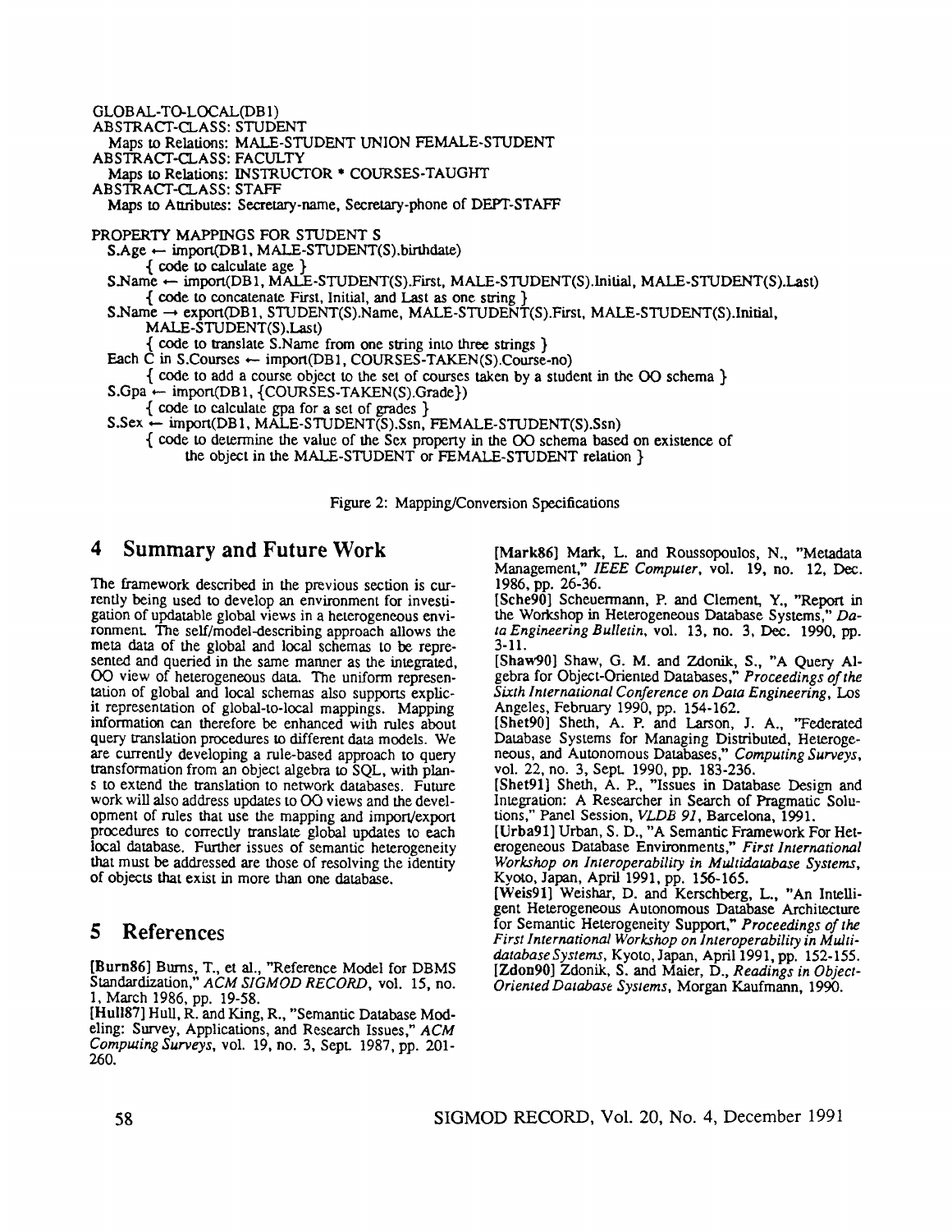```
GLOBAL-TO-LOCAL(DB1)
ABSTRACT-CLASS: STUDENT
  Maps to Relations: MALE-STUDENT UNION FEMALE-STUDENT
ABSTRACT-CLASS: FACULTY
  Maps to Relations: INSTRUCTOR * COURSES-TAUGHT
ABSTRACT-CLASS: STAFF
  Maps to Attributes: Secretary-name, Secretary-phone of DEPT-STAFF

PROPERTY MAPPINGS FOR STUDENT S
  S.Age ← import(DB1, MALE-STUDENT(S).birthdate)
      { code to calculate age }
  S.Name ← import(DB1, MALE-STUDENT(S).First, MALE-STUDENT(S).Initial, MALE-STUDENT(S).Last)
      { code to concatenate First, Initial, and Last as one string }
  S.Name → export(DB1, STUDENT(S).Name, MALE-STUDENT(S).First, MALE-STUDENT(S).Initial,
      MALE-STUDENT(S).Last)
      { code to translate S.Name from one string into three strings }
  Each C in S.Courses ← import(DB1, COURSES-TAKEN(S).Course-no)
      { code to add a course object to the set of courses taken by a student in the OO schema }
  S.Gpa ← import(DB1, {COURSES-TAKEN(S).Grade})
      { code to calculate gpa for a set of grades }
  S.Sex ← import(DB1, MALE-STUDENT(S).Ssn, FEMALE-STUDENT(S).Ssn)
      { code to determine the value of the Sex property in the OO schema based on existence of
          the object in the MALE-STUDENT or FEMALE-STUDENT relation }
```

Figure 2: Mapping/Conversion Specifications

## 4 Summary and Future Work

The framework described in the previous section is currently being used to develop an environment for investigation of updatable global views in a heterogeneous environment. The self/model-describing approach allows the meta data of the global and local schemas to be represented and queried in the same manner as the integrated, OO view of heterogeneous data. The uniform representation of global and local schemas also supports explicit representation of global-to-local mappings. Mapping information can therefore be enhanced with rules about query translation procedures to different data models. We are currently developing a rule-based approach to query transformation from an object algebra to SQL, with plans to extend the translation to network databases. Future work will also address updates to OO views and the development of rules that use the mapping and import/export procedures to correctly translate global updates to each local database. Further issues of semantic heterogeneity that must be addressed are those of resolving the identity of objects that exist in more than one database.

## 5 References

[Burn86] Burns, T., et al., "Reference Model for DBMS Standardization," *ACM SIGMOD RECORD*, vol. 15, no. 1, March 1986, pp. 19-58.

[Hull87] Hull, R. and King, R., "Semantic Database Modeling: Survey, Applications, and Research Issues," *ACM Computing Surveys*, vol. 19, no. 3, Sept. 1987, pp. 201-260.

[Mark86] Mark, L. and Roussopoulos, N., "Metadata Management," *IEEE Computer*, vol. 19, no. 12, Dec. 1986, pp. 26-36.

[Sche90] Scheuermann, P. and Clement, Y., "Report in the Workshop in Heterogeneous Database Systems," *Data Engineering Bulletin*, vol. 13, no. 3, Dec. 1990, pp. 3-11.

[Shaw90] Shaw, G. M. and Zdonik, S., "A Query Algebra for Object-Oriented Databases," *Proceedings of the Sixth International Conference on Data Engineering*, Los Angeles, February 1990, pp. 154-162.

[Shet90] Sheth, A. P. and Larson, J. A., "Federated Database Systems for Managing Distributed, Heterogeneous, and Autonomous Databases," *Computing Surveys*, vol. 22, no. 3, Sept. 1990, pp. 183-236.

[Shet91] Sheth, A. P., "Issues in Database Design and Integration: A Researcher in Search of Pragmatic Solutions," Panel Session, *VLDB 91*, Barcelona, 1991.

[Urba91] Urban, S. D., "A Semantic Framework For Heterogeneous Database Environments," *First International Workshop on Interoperability in Multidatabase Systems*, Kyoto, Japan, April 1991, pp. 156-165.

[Weis91] Weishar, D. and Kerschberg, L., "An Intelligent Heterogeneous Autonomous Database Architecture for Semantic Heterogeneity Support," *Proceedings of the First International Workshop on Interoperability in Multidatabase Systems*, Kyoto, Japan, April 1991, pp. 152-155.

[Zdon90] Zdonik, S. and Maier, D., *Readings in Object-Oriented Database Systems*, Morgan Kaufmann, 1990.